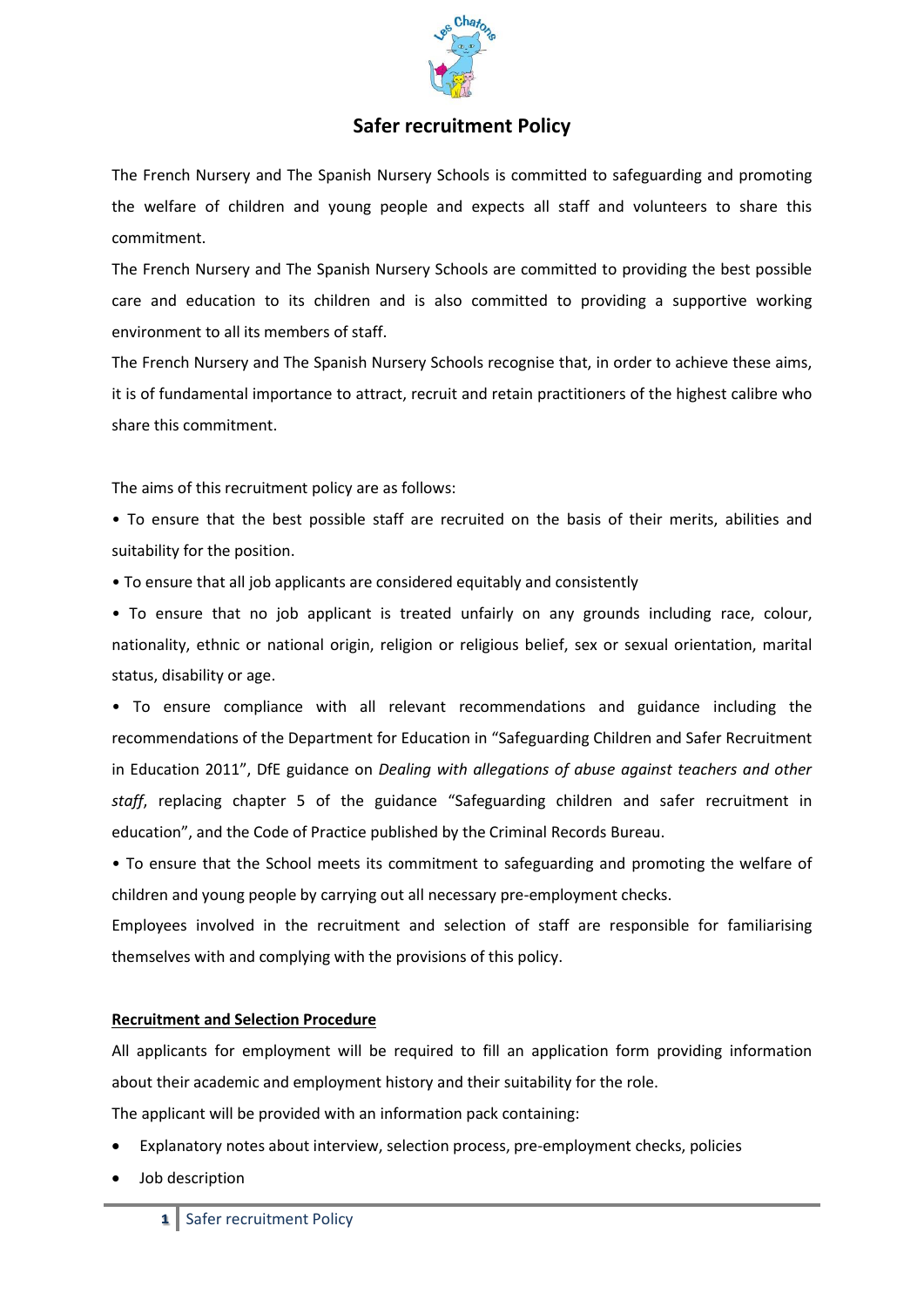# Safer recruitment Policy

The French Nursery and The Spanish Nursery Schools is committed to safeguarding and promoting the welfare of children and young people and expects all staff and volunteers to share this commitment.

The French Nursery and The Spanish Nursery Schools are committed to providing the best possible care and education to its children and is also committed to providing a supportive working environment to all its members of staff.

The French Nursery and The Spanish Nursery Schools recognise that, in order to achieve these aims, it is of fundamental importance to attract, recruit and retain practitioners of the highest calibre who share this commitment.

The aims of this recruitment policy are as follows:

• To ensure that the best possible staff are recruited on the basis of their merits, abilities and suitability for the position.

• To ensure that all job applicants are considered equitably and consistently

• To ensure that no job applicant is treated unfairly on any grounds including race, colour, nationality, ethnic or national origin, religion or religious belief, sex or sexual orientation, marital status, disability or age.

• To ensure compliance with all relevant recommendations and guidance including the recommendations of the Department for Education in "Safeguarding Children and Safer Recruitment in Education 2011", DfE guidance on *Dealing with allegations of abuse against teachers and other staff*, replacing chapter 5 of the guidance "Safeguarding children and safer recruitment in education", and the Code of Practice published by the Criminal Records Bureau.

• To ensure that the School meets its commitment to safeguarding and promoting the welfare of children and young people by carrying out all necessary pre-employment checks.

Employees involved in the recruitment and selection of staff are responsible for familiarising themselves with and complying with the provisions of this policy.

**Recruitment and Selection Procedure**

All applicants for employment will be required to fill an application form providing information about their academic and employment history and their suitability for the role.

The applicant will be provided with an information pack containing:

- Explanatory notes about interview, selection process, pre-employment checks, policies
- Job description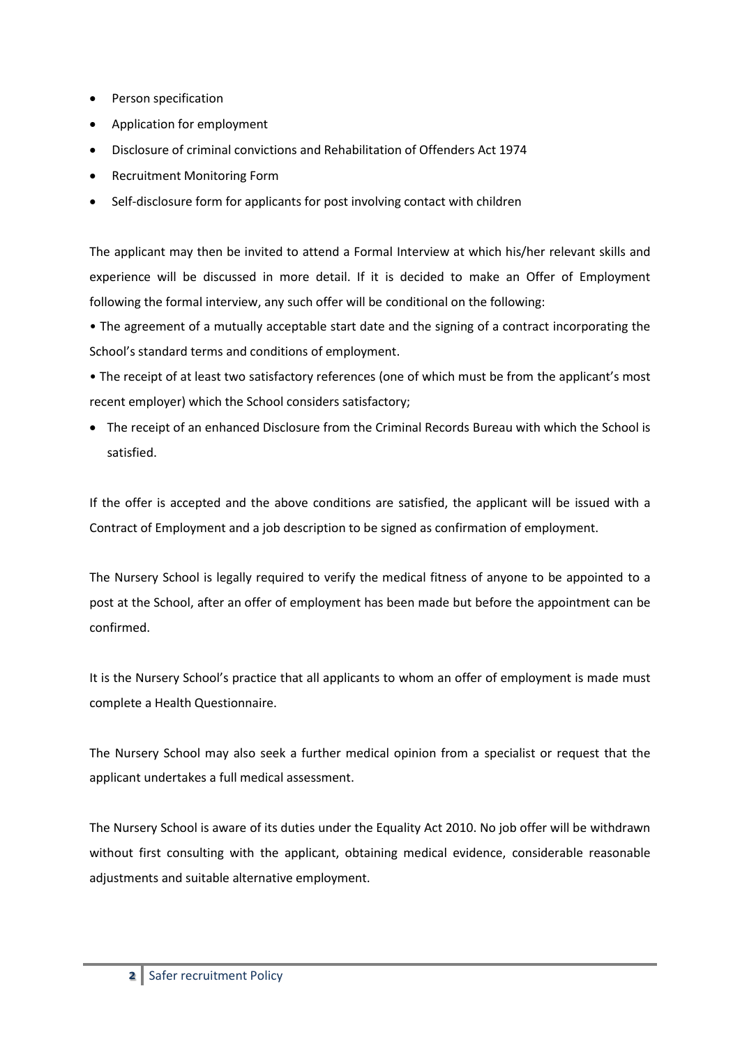- Person specification
- Application for employment
- Disclosure of criminal convictions and Rehabilitation of Offenders Act 1974
- Recruitment Monitoring Form
- Self-disclosure form for applicants for post involving contact with children

The applicant may then be invited to attend a Formal Interview at which his/her relevant skills and experience will be discussed in more detail. If it is decided to make an Offer of Employment following the formal interview, any such offer will be conditional on the following:

- The agreement of a mutually acceptable start date and the signing of a contract incorporating the School's standard terms and conditions of employment.
- The receipt of at least two satisfactory references (one of which must be from the applicant's most recent employer) which the School considers satisfactory;
- The receipt of an enhanced Disclosure from the Criminal Records Bureau with which the School is satisfied.

If the offer is accepted and the above conditions are satisfied, the applicant will be issued with a Contract of Employment and a job description to be signed as confirmation of employment.

The Nursery School is legally required to verify the medical fitness of anyone to be appointed to a post at the School, after an offer of employment has been made but before the appointment can be confirmed.

It is the Nursery School's practice that all applicants to whom an offer of employment is made must complete a Health Questionnaire.

The Nursery School may also seek a further medical opinion from a specialist or request that the applicant undertakes a full medical assessment.

The Nursery School is aware of its duties under the Equality Act 2010. No job offer will be withdrawn without first consulting with the applicant, obtaining medical evidence, considerable reasonable adjustments and suitable alternative employment.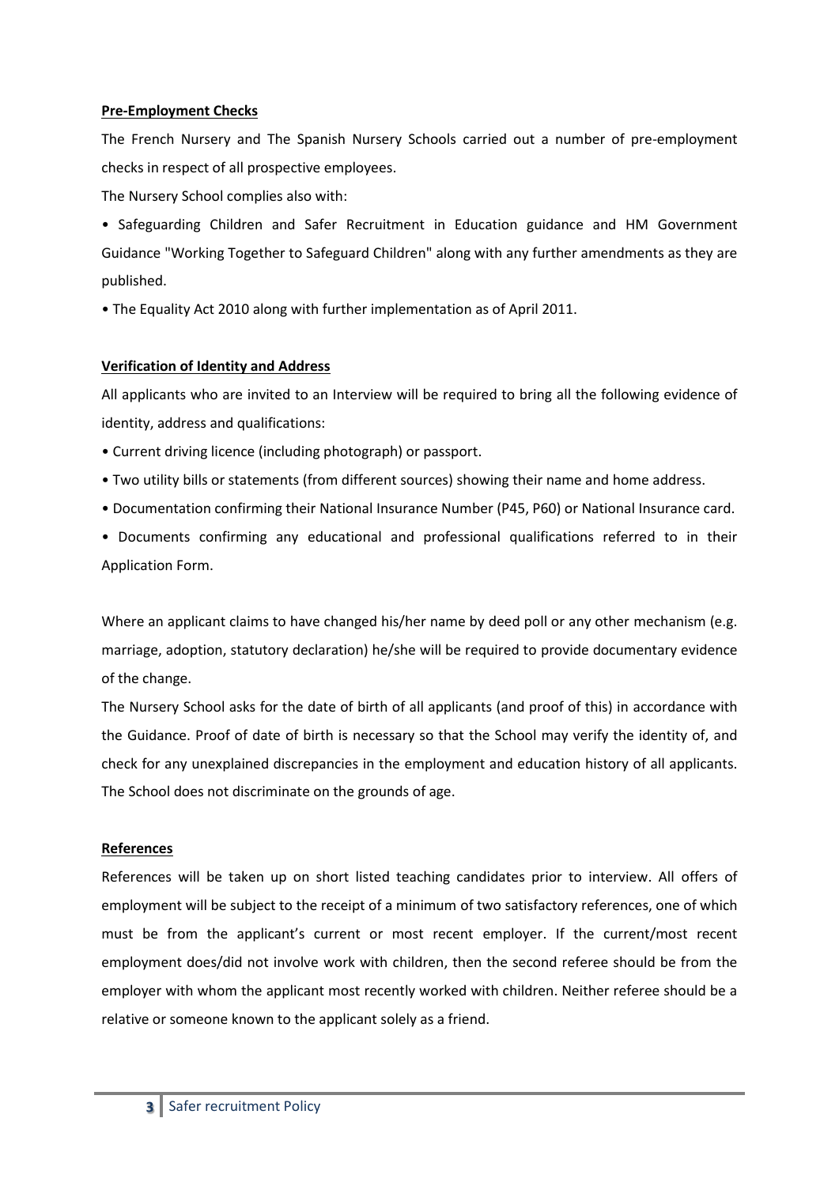**Pre-Employment Checks**

The French Nursery and The Spanish Nursery Schools carried out a number of pre-employment checks in respect of all prospective employees.

The Nursery School complies also with:

- Safeguarding Children and Safer Recruitment in Education guidance and HM Government Guidance "Working Together to Safeguard Children" along with any further amendments as they are published.
- The Equality Act 2010 along with further implementation as of April 2011.

**Verification of Identity and Address**

All applicants who are invited to an Interview will be required to bring all the following evidence of identity, address and qualifications:

- Current driving licence (including photograph) or passport.
- Two utility bills or statements (from different sources) showing their name and home address.
- Documentation confirming their National Insurance Number (P45, P60) or National Insurance card.
- Documents confirming any educational and professional qualifications referred to in their Application Form.

Where an applicant claims to have changed his/her name by deed poll or any other mechanism (e.g. marriage, adoption, statutory declaration) he/she will be required to provide documentary evidence of the change.

The Nursery School asks for the date of birth of all applicants (and proof of this) in accordance with the Guidance. Proof of date of birth is necessary so that the School may verify the identity of, and check for any unexplained discrepancies in the employment and education history of all applicants. The School does not discriminate on the grounds of age.

**References**

References will be taken up on short listed teaching candidates prior to interview. All offers of employment will be subject to the receipt of a minimum of two satisfactory references, one of which must be from the applicant's current or most recent employer. If the current/most recent employment does/did not involve work with children, then the second referee should be from the employer with whom the applicant most recently worked with children. Neither referee should be a relative or someone known to the applicant solely as a friend.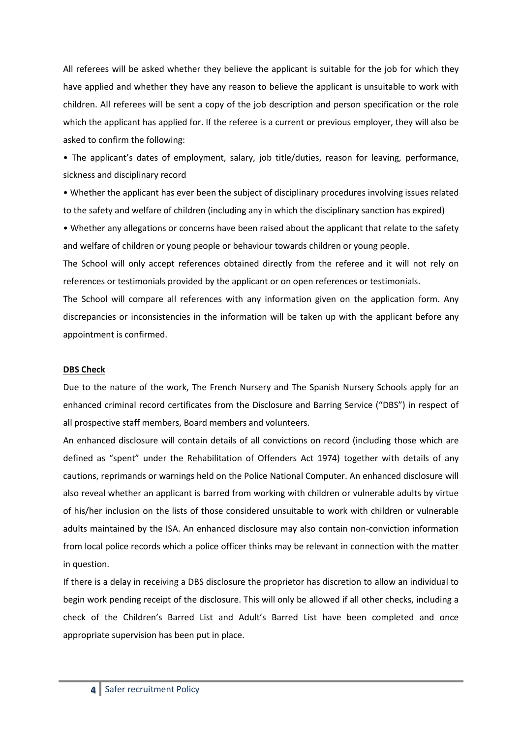All referees will be asked whether they believe the applicant is suitable for the job for which they have applied and whether they have any reason to believe the applicant is unsuitable to work with children. All referees will be sent a copy of the job description and person specification or the role which the applicant has applied for. If the referee is a current or previous employer, they will also be asked to confirm the following:

- The applicant's dates of employment, salary, job title/duties, reason for leaving, performance, sickness and disciplinary record
- Whether the applicant has ever been the subject of disciplinary procedures involving issues related to the safety and welfare of children (including any in which the disciplinary sanction has expired)
- Whether any allegations or concerns have been raised about the applicant that relate to the safety and welfare of children or young people or behaviour towards children or young people.

The School will only accept references obtained directly from the referee and it will not rely on references or testimonials provided by the applicant or on open references or testimonials.

The School will compare all references with any information given on the application form. Any discrepancies or inconsistencies in the information will be taken up with the applicant before any appointment is confirmed.

**DBS Check**

Due to the nature of the work, The French Nursery and The Spanish Nursery Schools apply for an enhanced criminal record certificates from the Disclosure and Barring Service ("DBS") in respect of all prospective staff members, Board members and volunteers.

An enhanced disclosure will contain details of all convictions on record (including those which are defined as "spent" under the Rehabilitation of Offenders Act 1974) together with details of any cautions, reprimands or warnings held on the Police National Computer. An enhanced disclosure will also reveal whether an applicant is barred from working with children or vulnerable adults by virtue of his/her inclusion on the lists of those considered unsuitable to work with children or vulnerable adults maintained by the ISA. An enhanced disclosure may also contain non-conviction information from local police records which a police officer thinks may be relevant in connection with the matter in question.

If there is a delay in receiving a DBS disclosure the proprietor has discretion to allow an individual to begin work pending receipt of the disclosure. This will only be allowed if all other checks, including a check of the Children's Barred List and Adult's Barred List have been completed and once appropriate supervision has been put in place.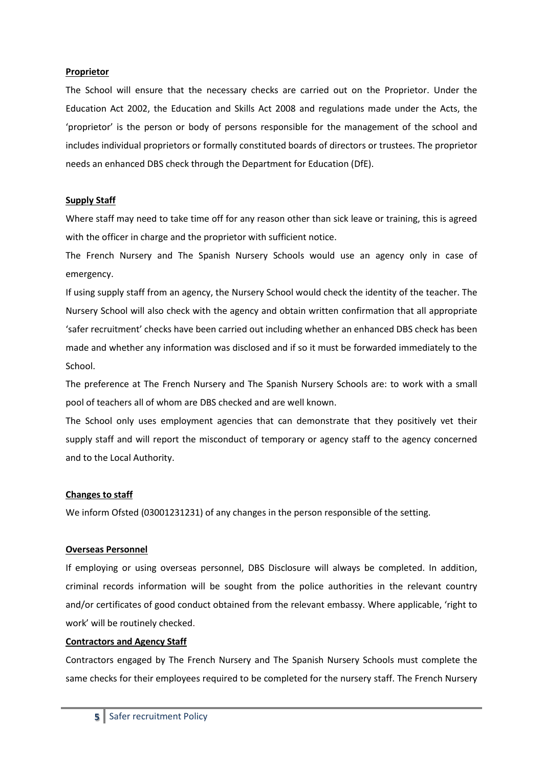**Proprietor**

The School will ensure that the necessary checks are carried out on the Proprietor. Under the Education Act 2002, the Education and Skills Act 2008 and regulations made under the Acts, the 'proprietor' is the person or body of persons responsible for the management of the school and includes individual proprietors or formally constituted boards of directors or trustees. The proprietor needs an enhanced DBS check through the Department for Education (DfE).

**Supply Staff**

Where staff may need to take time off for any reason other than sick leave or training, this is agreed with the officer in charge and the proprietor with sufficient notice.

The French Nursery and The Spanish Nursery Schools would use an agency only in case of emergency.

If using supply staff from an agency, the Nursery School would check the identity of the teacher. The Nursery School will also check with the agency and obtain written confirmation that all appropriate 'safer recruitment' checks have been carried out including whether an enhanced DBS check has been made and whether any information was disclosed and if so it must be forwarded immediately to the School.

The preference at The French Nursery and The Spanish Nursery Schools are: to work with a small pool of teachers all of whom are DBS checked and are well known.

The School only uses employment agencies that can demonstrate that they positively vet their supply staff and will report the misconduct of temporary or agency staff to the agency concerned and to the Local Authority.

**Changes to staff**

We inform Ofsted (03001231231) of any changes in the person responsible of the setting.

**Overseas Personnel**

If employing or using overseas personnel, DBS Disclosure will always be completed. In addition, criminal records information will be sought from the police authorities in the relevant country and/or certificates of good conduct obtained from the relevant embassy. Where applicable, 'right to work' will be routinely checked.

**Contractors and Agency Staff**

Contractors engaged by The French Nursery and The Spanish Nursery Schools must complete the same checks for their employees required to be completed for the nursery staff. The French Nursery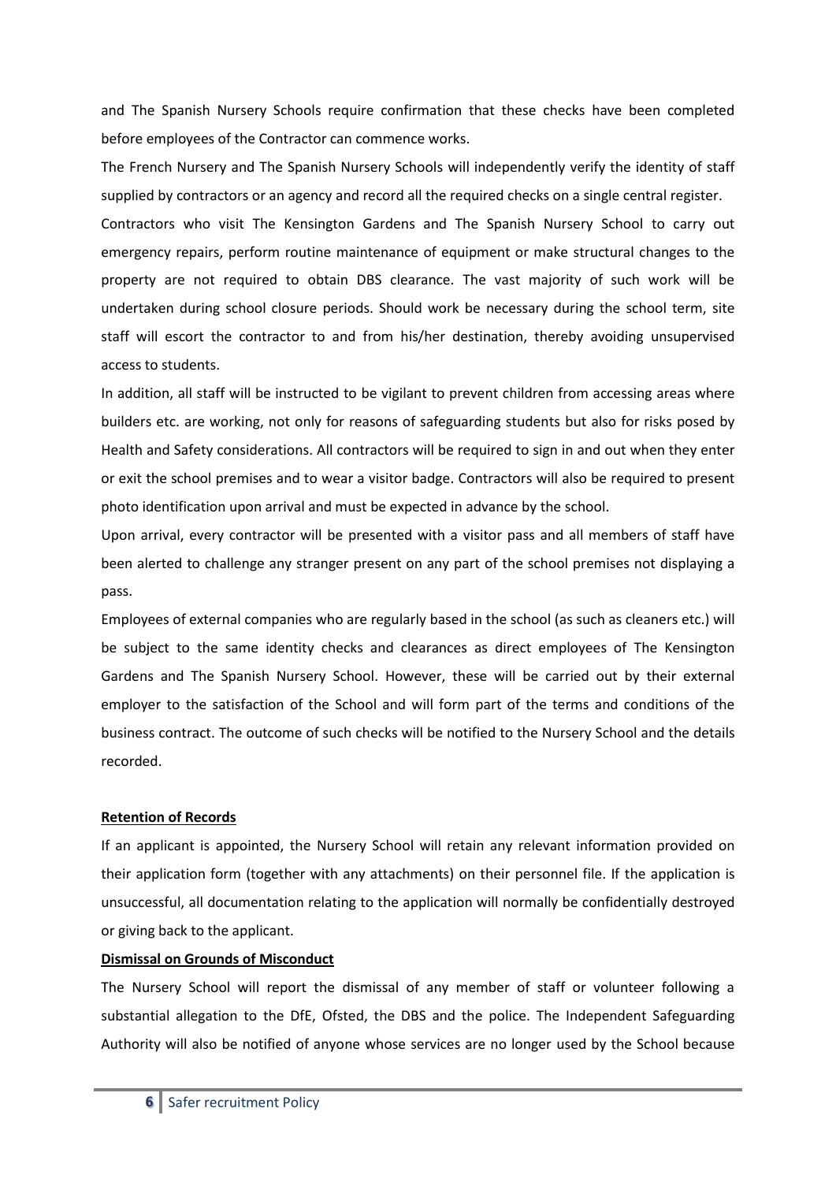and The Spanish Nursery Schools require confirmation that these checks have been completed before employees of the Contractor can commence works.

The French Nursery and The Spanish Nursery Schools will independently verify the identity of staff supplied by contractors or an agency and record all the required checks on a single central register.

Contractors who visit The Kensington Gardens and The Spanish Nursery School to carry out emergency repairs, perform routine maintenance of equipment or make structural changes to the property are not required to obtain DBS clearance. The vast majority of such work will be undertaken during school closure periods. Should work be necessary during the school term, site staff will escort the contractor to and from his/her destination, thereby avoiding unsupervised access to students.

In addition, all staff will be instructed to be vigilant to prevent children from accessing areas where builders etc. are working, not only for reasons of safeguarding students but also for risks posed by Health and Safety considerations. All contractors will be required to sign in and out when they enter or exit the school premises and to wear a visitor badge. Contractors will also be required to present photo identification upon arrival and must be expected in advance by the school.

Upon arrival, every contractor will be presented with a visitor pass and all members of staff have been alerted to challenge any stranger present on any part of the school premises not displaying a pass.

Employees of external companies who are regularly based in the school (as such as cleaners etc.) will be subject to the same identity checks and clearances as direct employees of The Kensington Gardens and The Spanish Nursery School. However, these will be carried out by their external employer to the satisfaction of the School and will form part of the terms and conditions of the business contract. The outcome of such checks will be notified to the Nursery School and the details recorded.

**Retention of Records**

If an applicant is appointed, the Nursery School will retain any relevant information provided on their application form (together with any attachments) on their personnel file. If the application is unsuccessful, all documentation relating to the application will normally be confidentially destroyed or giving back to the applicant.

**Dismissal on Grounds of Misconduct**

The Nursery School will report the dismissal of any member of staff or volunteer following a substantial allegation to the DfE, Ofsted, the DBS and the police. The Independent Safeguarding Authority will also be notified of anyone whose services are no longer used by the School because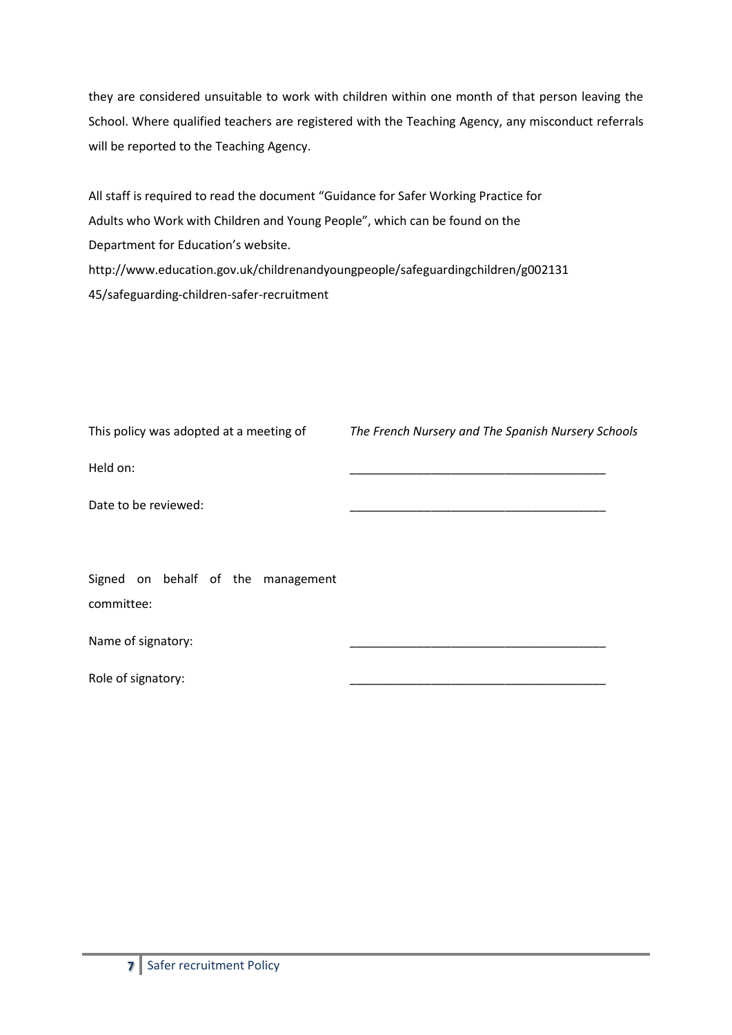they are considered unsuitable to work with children within one month of that person leaving the School. Where qualified teachers are registered with the Teaching Agency, any misconduct referrals will be reported to the Teaching Agency.

All staff is required to read the document "Guidance for Safer Working Practice for Adults who Work with Children and Young People", which can be found on the Department for Education's website.
http://www.education.gov.uk/childrenandyoungpeople/safeguardingchildren/g00213145/safeguarding-children-safer-recruitment

| | |
|---|---|
| This policy was adopted at a meeting of | *The French Nursery and The Spanish Nursery Schools* |
| Held on: | ______________________________________ |
| Date to be reviewed: | ______________________________________ |
| Signed on behalf of the management committee: | |
| Name of signatory: | ______________________________________ |
| Role of signatory: | ______________________________________ |